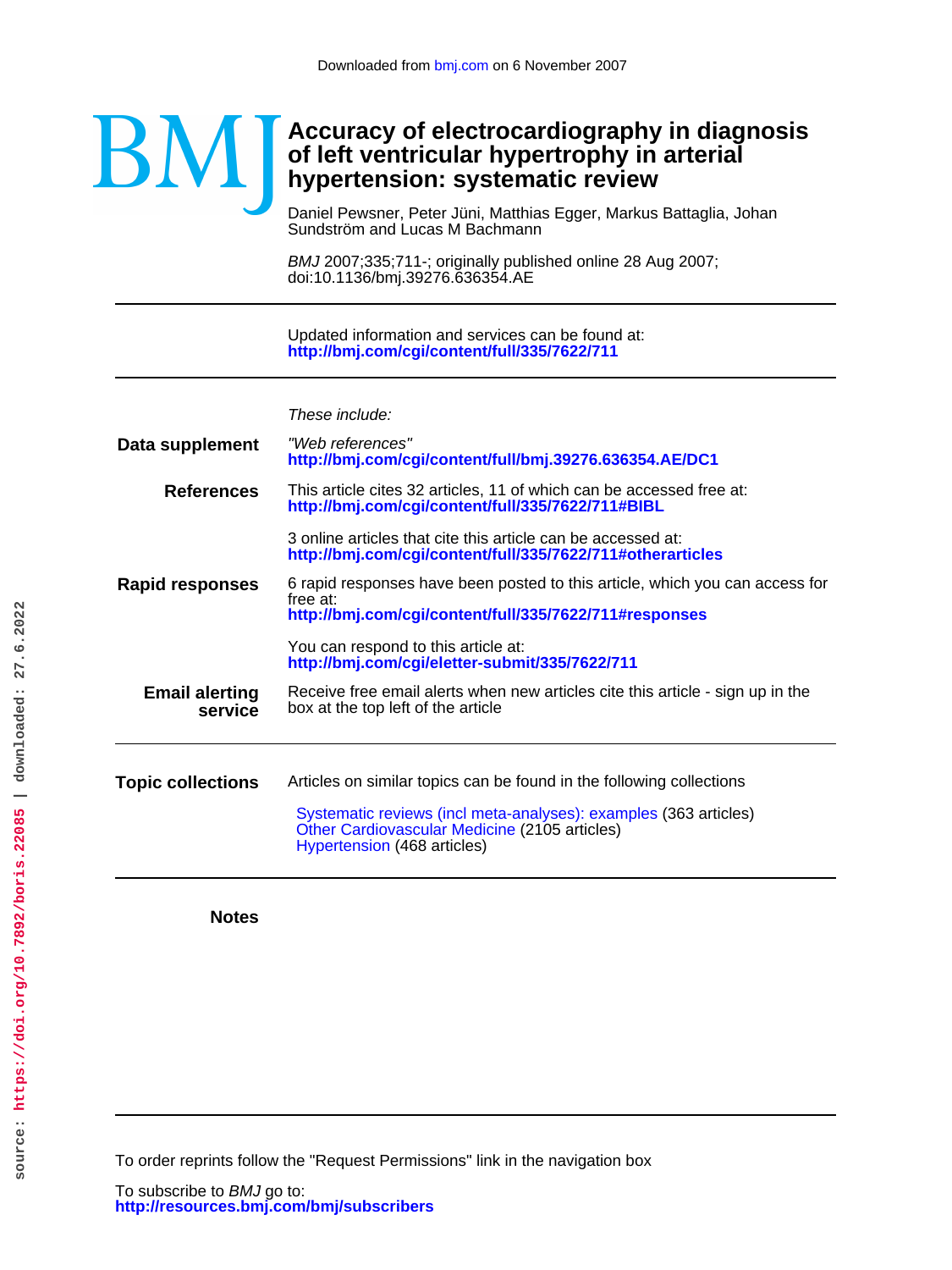Downloaded from bmj.com on 6 November 2007

BMJ

# Accuracy of electrocardiography in diagnosis of left ventricular hypertrophy in arterial hypertension: systematic review

Daniel Pewsner, Peter Jüni, Matthias Egger, Markus Battaglia, Johan Sundström and Lucas M Bachmann

*BMJ* 2007;335;711-; originally published online 28 Aug 2007;
doi:10.1136/bmj.39276.636354.AE

Updated information and services can be found at:
**http://bmj.com/cgi/content/full/335/7622/711**

*These include:*

**Data supplement**
*"Web references"*
**http://bmj.com/cgi/content/full/bmj.39276.636354.AE/DC1**

**References**
This article cites 32 articles, 11 of which can be accessed free at:
**http://bmj.com/cgi/content/full/335/7622/711#BIBL**

3 online articles that cite this article can be accessed at:
**http://bmj.com/cgi/content/full/335/7622/711#otherarticles**

**Rapid responses**
6 rapid responses have been posted to this article, which you can access for free at:
**http://bmj.com/cgi/content/full/335/7622/711#responses**

You can respond to this article at:
**http://bmj.com/cgi/eletter-submit/335/7622/711**

**Email alerting service**
Receive free email alerts when new articles cite this article - sign up in the box at the top left of the article

**Topic collections**
Articles on similar topics can be found in the following collections

Systematic reviews (incl meta-analyses): examples (363 articles)
Other Cardiovascular Medicine (2105 articles)
Hypertension (468 articles)

**Notes**

To order reprints follow the "Request Permissions" link in the navigation box

To subscribe to *BMJ* go to:
**http://resources.bmj.com/bmj/subscribers**

source: https://doi.org/10.7892/boris.22085 | downloaded: 27.6.2022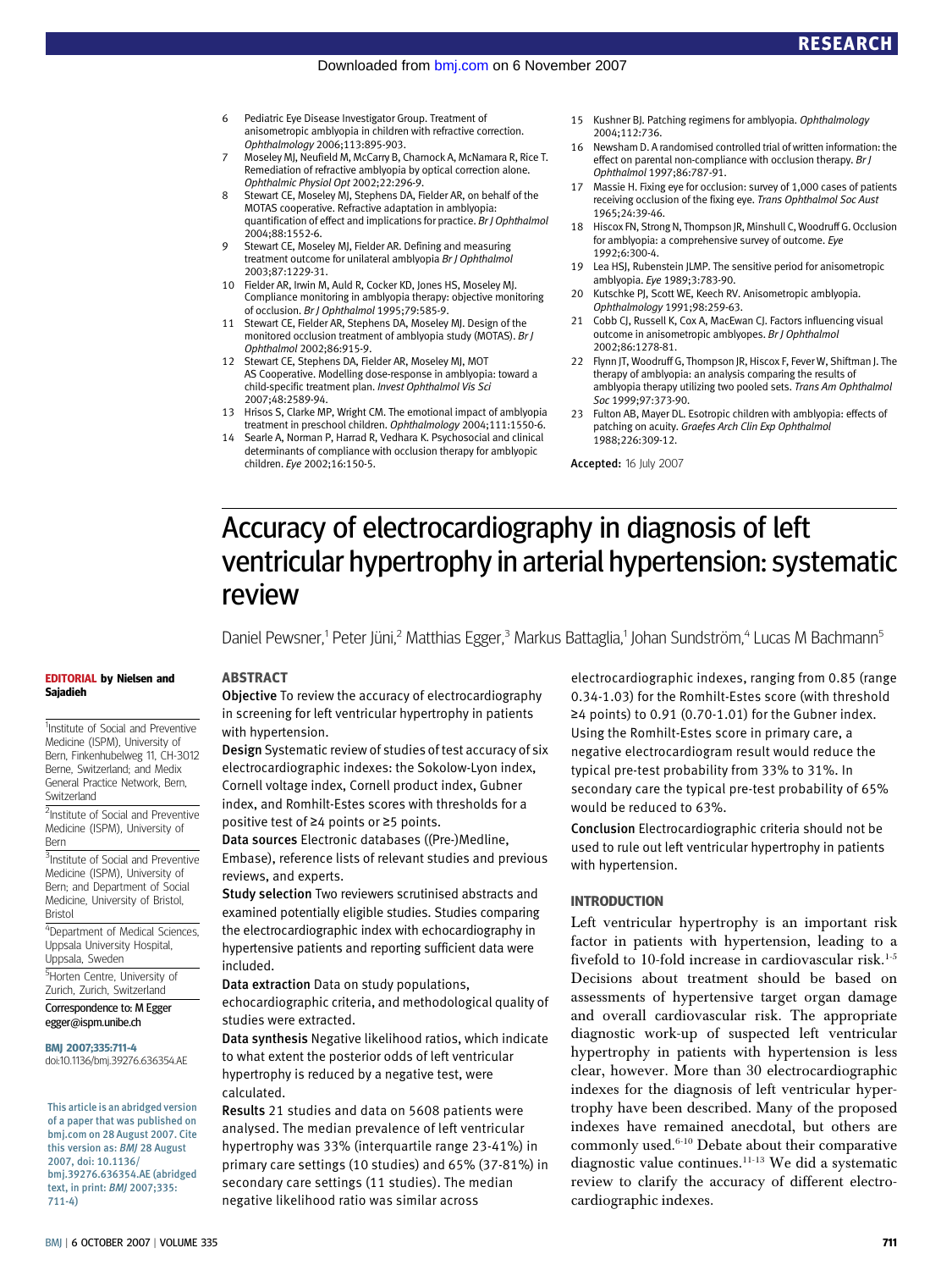6. Pediatric Eye Disease Investigator Group. Treatment of anisometropic amblyopia in children with refractive correction. *Ophthalmology* 2006;113:895-903.
7. Moseley MJ, Neufield M, McCarry B, Charnock A, McNamara R, Rice T. Remediation of refractive amblyopia by optical correction alone. *Ophthalmic Physiol Opt* 2002;22:296-9.
8. Stewart CE, Moseley MJ, Stephens DA, Fielder AR, on behalf of the MOTAS cooperative. Refractive adaptation in amblyopia: quantification of effect and implications for practice. *Br J Ophthalmol* 2004;88:1552-6.
9. Stewart CE, Moseley MJ, Fielder AR. Defining and measuring treatment outcome for unilateral amblyopia *Br J Ophthalmol* 2003;87:1229-31.
10. Fielder AR, Irwin M, Auld R, Cocker KD, Jones HS, Moseley MJ. Compliance monitoring in amblyopia therapy: objective monitoring of occlusion. *Br J Ophthalmol* 1995;79:585-9.
11. Stewart CE, Fielder AR, Stephens DA, Moseley MJ. Design of the monitored occlusion treatment of amblyopia study (MOTAS). *Br J Ophthalmol* 2002;86:915-9.
12. Stewart CE, Stephens DA, Fielder AR, Moseley MJ, MOT AS Cooperative. Modelling dose-response in amblyopia: toward a child-specific treatment plan. *Invest Ophthalmol Vis Sci* 2007;48:2589-94.
13. Hrisos S, Clarke MP, Wright CM. The emotional impact of amblyopia treatment in preschool children. *Ophthalmology* 2004;111:1550-6.
14. Searle A, Norman P, Harrad R, Vedhara K. Psychosocial and clinical determinants of compliance with occlusion therapy for amblyopic children. *Eye* 2002;16:150-5.
15. Kushner BJ. Patching regimens for amblyopia. *Ophthalmology* 2004;112:736.
16. Newsham D. A randomised controlled trial of written information: the effect on parental non-compliance with occlusion therapy. *Br J Ophthalmol* 1997;86:787-91.
17. Massie H. Fixing eye for occlusion: survey of 1,000 cases of patients receiving occlusion of the fixing eye. *Trans Ophthalmol Soc Aust* 1965;24:39-46.
18. Hiscox FN, Strong N, Thompson JR, Minshull C, Woodruff G. Occlusion for amblyopia: a comprehensive survey of outcome. *Eye* 1992;6:300-4.
19. Lea HSJ, Rubenstein JLMP. The sensitive period for anisometropic amblyopia. *Eye* 1989;3:783-90.
20. Kutschke PJ, Scott WE, Keech RV. Anisometropic amblyopia. *Ophthalmology* 1991;98:259-63.
21. Cobb CJ, Russell K, Cox A, MacEwan CJ. Factors influencing visual outcome in anisometropic amblyopes. *Br J Ophthalmol* 2002;86:1278-81.
22. Flynn JT, Woodruff G, Thompson JR, Hiscox F, Fever W, Shiftman J. The therapy of amblyopia: an analysis comparing the results of amblyopia therapy utilizing two pooled sets. *Trans Am Ophthalmol Soc* 1999;97:373-90.
23. Fulton AB, Mayer DL. Esotropic children with amblyopia: effects of patching on acuity. *Graefes Arch Clin Exp Ophthalmol* 1988;226:309-12.

**Accepted:** 16 July 2007

# Accuracy of electrocardiography in diagnosis of left ventricular hypertrophy in arterial hypertension: systematic review

Daniel Pewsner,[1] Peter Jüni,[2] Matthias Egger,[3] Markus Battaglia,[1] Johan Sundström,[4] Lucas M Bachmann[5]

**EDITORIAL by Nielsen and Sajadieh**

[1]Institute of Social and Preventive Medicine (ISPM), University of Bern, Finkenhubelweg 11, CH-3012 Berne, Switzerland; and Medix General Practice Network, Bern, Switzerland

[2]Institute of Social and Preventive Medicine (ISPM), University of Bern

[3]Institute of Social and Preventive Medicine (ISPM), University of Bern; and Department of Social Medicine, University of Bristol, Bristol

[4]Department of Medical Sciences, Uppsala University Hospital, Uppsala, Sweden

[5]Horten Centre, University of Zurich, Zurich, Switzerland

Correspondence to: M Egger egger@ispm.unibe.ch

**BMJ 2007;335:711-4**
doi:10.1136/bmj.39276.636354.AE

This article is an abridged version of a paper that was published on bmj.com on 28 August 2007. Cite this version as: *BMJ* 28 August 2007, doi: 10.1136/bmj.39276.636354.AE (abridged text, in print: *BMJ* 2007;335: 711-4)

## ABSTRACT

**Objective** To review the accuracy of electrocardiography in screening for left ventricular hypertrophy in patients with hypertension.

**Design** Systematic review of studies of test accuracy of six electrocardiographic indexes: the Sokolow-Lyon index, Cornell voltage index, Cornell product index, Gubner index, and Romhilt-Estes scores with thresholds for a positive test of ≥4 points or ≥5 points.

**Data sources** Electronic databases ((Pre-)Medline, Embase), reference lists of relevant studies and previous reviews, and experts.

**Study selection** Two reviewers scrutinised abstracts and examined potentially eligible studies. Studies comparing the electrocardiographic index with echocardiography in hypertensive patients and reporting sufficient data were included.

**Data extraction** Data on study populations, echocardiographic criteria, and methodological quality of studies were extracted.

**Data synthesis** Negative likelihood ratios, which indicate to what extent the posterior odds of left ventricular hypertrophy is reduced by a negative test, were calculated.

**Results** 21 studies and data on 5608 patients were analysed. The median prevalence of left ventricular hypertrophy was 33% (interquartile range 23-41%) in primary care settings (10 studies) and 65% (37-81%) in secondary care settings (11 studies). The median negative likelihood ratio was similar across electrocardiographic indexes, ranging from 0.85 (range 0.34-1.03) for the Romhilt-Estes score (with threshold ≥4 points) to 0.91 (0.70-1.01) for the Gubner index. Using the Romhilt-Estes score in primary care, a negative electrocardiogram result would reduce the typical pre-test probability from 33% to 31%. In secondary care the typical pre-test probability of 65% would be reduced to 63%.

**Conclusion** Electrocardiographic criteria should not be used to rule out left ventricular hypertrophy in patients with hypertension.

## INTRODUCTION

Left ventricular hypertrophy is an important risk factor in patients with hypertension, leading to a fivefold to 10-fold increase in cardiovascular risk.[1-5] Decisions about treatment should be based on assessments of hypertensive target organ damage and overall cardiovascular risk. The appropriate diagnostic work-up of suspected left ventricular hypertrophy in patients with hypertension is less clear, however. More than 30 electrocardiographic indexes for the diagnosis of left ventricular hypertrophy have been described. Many of the proposed indexes have remained anecdotal, but others are commonly used.[6-10] Debate about their comparative diagnostic value continues.[11-13] We did a systematic review to clarify the accuracy of different electrocardiographic indexes.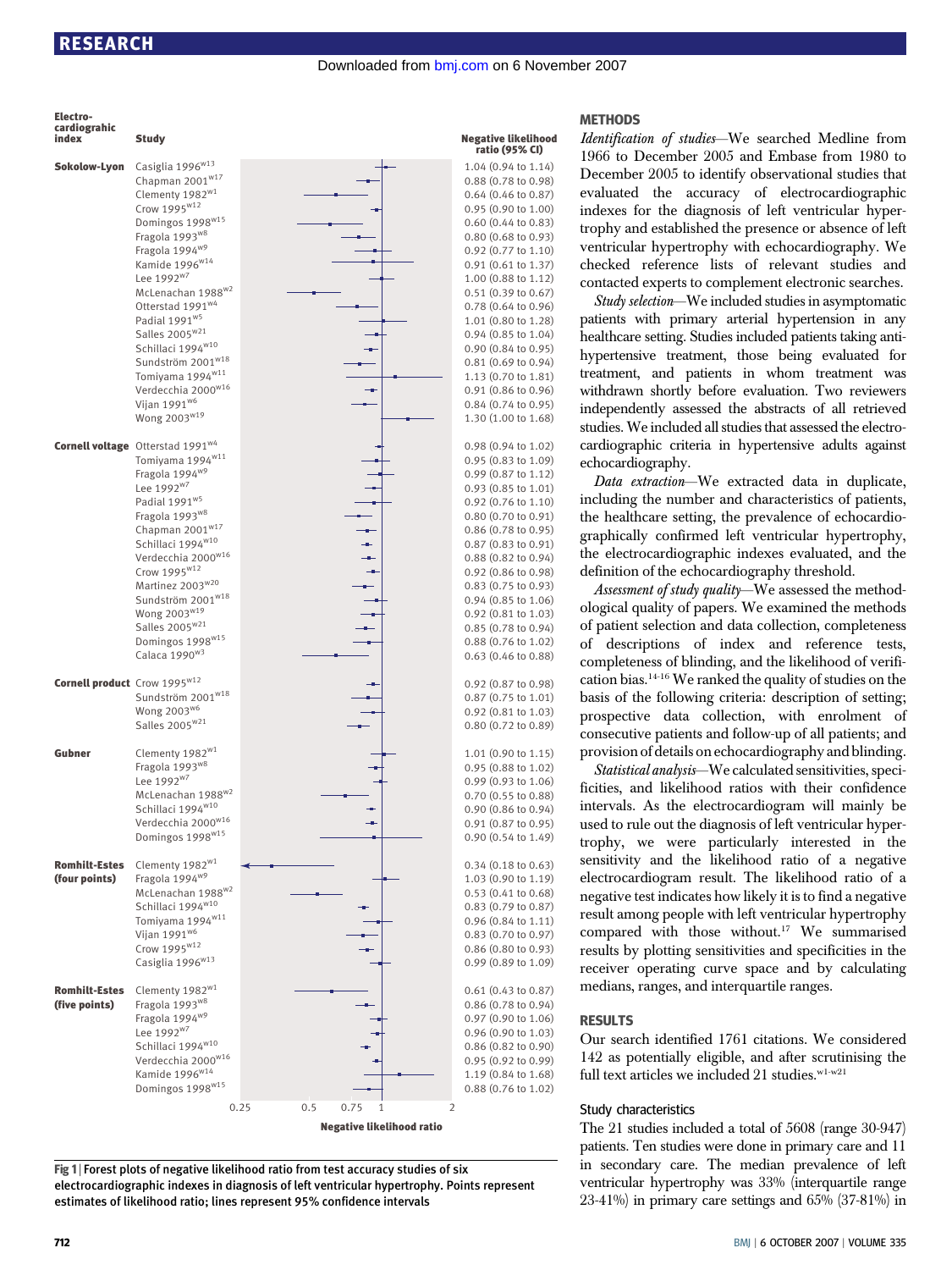| Electrocardiographic index | Study | Negative likelihood ratio (95% CI) |
|---|---|---|
| Sokolow-Lyon | Casiglia 1996[w13] | 1.04 (0.94 to 1.14) |
| | Chapman 2001[w17] | 0.88 (0.78 to 0.98) |
| | Clementy 1982[w1] | 0.64 (0.46 to 0.87) |
| | Crow 1995[w12] | 0.95 (0.90 to 1.00) |
| | Domingos 1998[w15] | 0.60 (0.44 to 0.83) |
| | Fragola 1993[w8] | 0.80 (0.68 to 0.93) |
| | Fragola 1994[w9] | 0.92 (0.77 to 1.10) |
| | Kamide 1996[w14] | 0.91 (0.61 to 1.37) |
| | Lee 1992[w7] | 1.00 (0.88 to 1.12) |
| | McLenachan 1988[w2] | 0.51 (0.39 to 0.67) |
| | Otterstad 1991[w4] | 0.78 (0.64 to 0.96) |
| | Padial 1991[w5] | 1.01 (0.80 to 1.28) |
| | Salles 2005[w21] | 0.94 (0.85 to 1.04) |
| | Schillaci 1994[w10] | 0.90 (0.84 to 0.95) |
| | Sundström 2001[w18] | 0.81 (0.69 to 0.94) |
| | Tomiyama 1994[w11] | 1.13 (0.70 to 1.81) |
| | Verdecchia 2000[w16] | 0.91 (0.86 to 0.96) |
| | Vijan 1991[w6] | 0.84 (0.74 to 0.95) |
| | Wong 2003[w19] | 1.30 (1.00 to 1.68) |
| Cornell voltage | Otterstad 1991[w4] | 0.98 (0.94 to 1.02) |
| | Tomiyama 1994[w11] | 0.95 (0.83 to 1.09) |
| | Fragola 1994[w9] | 0.99 (0.87 to 1.12) |
| | Lee 1992[w7] | 0.93 (0.85 to 1.01) |
| | Padial 1991[w5] | 0.92 (0.76 to 1.10) |
| | Fragola 1993[w8] | 0.80 (0.70 to 0.91) |
| | Chapman 2001[w17] | 0.86 (0.78 to 0.95) |
| | Schillaci 1994[w10] | 0.87 (0.83 to 0.91) |
| | Verdecchia 2000[w16] | 0.88 (0.82 to 0.94) |
| | Crow 1995[w12] | 0.92 (0.86 to 0.98) |
| | Martinez 2003[w20] | 0.83 (0.75 to 0.93) |
| | Sundström 2001[w18] | 0.94 (0.85 to 1.06) |
| | Wong 2003[w19] | 0.92 (0.81 to 1.03) |
| | Salles 2005[w21] | 0.85 (0.78 to 0.94) |
| | Domingos 1998[w15] | 0.88 (0.76 to 1.02) |
| | Calaca 1990[w3] | 0.63 (0.46 to 0.88) |
| Cornell product | Crow 1995[w12] | 0.92 (0.87 to 0.98) |
| | Sundström 2001[w18] | 0.87 (0.75 to 1.01) |
| | Wong 2003[w6] | 0.92 (0.81 to 1.03) |
| | Salles 2005[w21] | 0.80 (0.72 to 0.89) |
| Gubner | Clementy 1982[w1] | 1.01 (0.90 to 1.15) |
| | Fragola 1993[w8] | 0.95 (0.88 to 1.02) |
| | Lee 1992[w7] | 0.99 (0.93 to 1.06) |
| | McLenachan 1988[w2] | 0.70 (0.55 to 0.88) |
| | Schillaci 1994[w10] | 0.90 (0.86 to 0.94) |
| | Verdecchia 2000[w16] | 0.91 (0.87 to 0.95) |
| | Domingos 1998[w15] | 0.90 (0.54 to 1.49) |
| Romhilt-Estes (four points) | Clementy 1982[w1] | 0.34 (0.18 to 0.63) |
| | Fragola 1994[w9] | 1.03 (0.90 to 1.19) |
| | McLenachan 1988[w2] | 0.53 (0.41 to 0.68) |
| | Schillaci 1994[w10] | 0.83 (0.79 to 0.87) |
| | Tomiyama 1994[w11] | 0.96 (0.84 to 1.11) |
| | Vijan 1991[w6] | 0.83 (0.70 to 0.97) |
| | Crow 1995[w12] | 0.86 (0.80 to 0.93) |
| | Casiglia 1996[w13] | 0.99 (0.89 to 1.09) |
| Romhilt-Estes (five points) | Clementy 1982[w1] | 0.61 (0.43 to 0.87) |
| | Fragola 1993[w8] | 0.86 (0.78 to 0.94) |
| | Fragola 1994[w9] | 0.97 (0.90 to 1.06) |
| | Lee 1992[w7] | 0.96 (0.90 to 1.03) |
| | Schillaci 1994[w10] | 0.86 (0.82 to 0.90) |
| | Verdecchia 2000[w16] | 0.95 (0.92 to 0.99) |
| | Kamide 1996[w14] | 1.19 (0.84 to 1.68) |
| | Domingos 1998[w15] | 0.88 (0.76 to 1.02) |

**Fig 1** | Forest plots of negative likelihood ratio from test accuracy studies of six electrocardiographic indexes in diagnosis of left ventricular hypertrophy. Points represent estimates of likelihood ratio; lines represent 95% confidence intervals

## METHODS

*Identification of studies*—We searched Medline from 1966 to December 2005 and Embase from 1980 to December 2005 to identify observational studies that evaluated the accuracy of electrocardiographic indexes for the diagnosis of left ventricular hypertrophy and established the presence or absence of left ventricular hypertrophy with echocardiography. We checked reference lists of relevant studies and contacted experts to complement electronic searches.

*Study selection*—We included studies in asymptomatic patients with primary arterial hypertension in any healthcare setting. Studies included patients taking antihypertensive treatment, those being evaluated for treatment, and patients in whom treatment was withdrawn shortly before evaluation. Two reviewers independently assessed the abstracts of all retrieved studies. We included all studies that assessed the electrocardiographic criteria in hypertensive adults against echocardiography.

*Data extraction*—We extracted data in duplicate, including the number and characteristics of patients, the healthcare setting, the prevalence of echocardiographically confirmed left ventricular hypertrophy, the electrocardiographic indexes evaluated, and the definition of the echocardiography threshold.

*Assessment of study quality*—We assessed the methodological quality of papers. We examined the methods of patient selection and data collection, completeness of descriptions of index and reference tests, completeness of blinding, and the likelihood of verification bias.[14-16] We ranked the quality of studies on the basis of the following criteria: description of setting; prospective data collection, with enrolment of consecutive patients and follow-up of all patients; and provision of details on echocardiography and blinding.

*Statistical analysis*—We calculated sensitivities, specificities, and likelihood ratios with their confidence intervals. As the electrocardiogram will mainly be used to rule out the diagnosis of left ventricular hypertrophy, we were particularly interested in the sensitivity and the likelihood ratio of a negative electrocardiogram result. The likelihood ratio of a negative test indicates how likely it is to find a negative result among people with left ventricular hypertrophy compared with those without.[17] We summarised results by plotting sensitivities and specificities in the receiver operating curve space and by calculating medians, ranges, and interquartile ranges.

## RESULTS

Our search identified 1761 citations. We considered 142 as potentially eligible, and after scrutinising the full text articles we included 21 studies.[w1-w21]

### Study characteristics

The 21 studies included a total of 5608 (range 30-947) patients. Ten studies were done in primary care and 11 in secondary care. The median prevalence of left ventricular hypertrophy was 33% (interquartile range 23-41%) in primary care settings and 65% (37-81%) in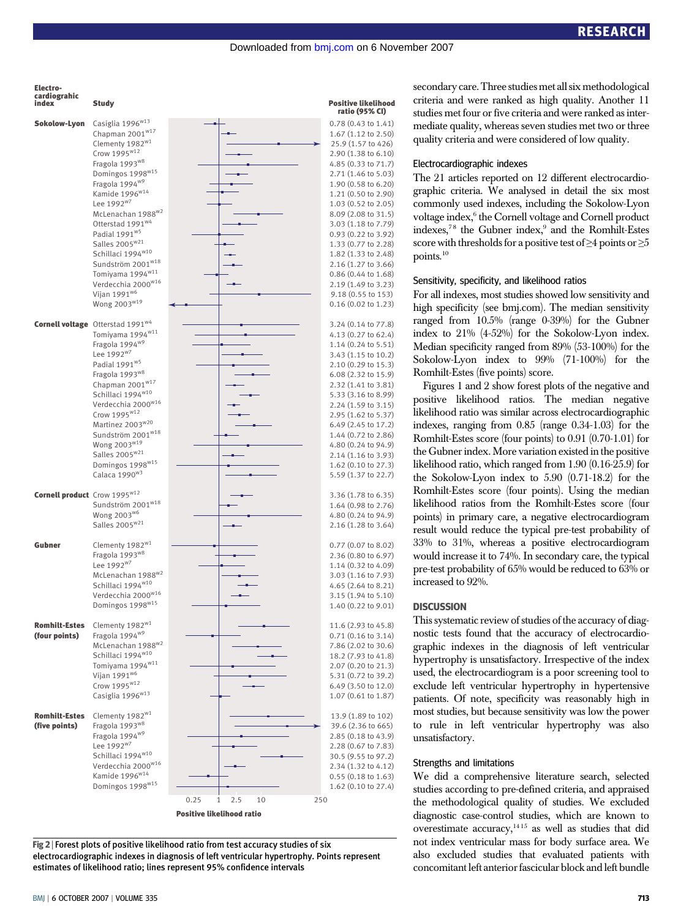| Electrocardiographic index | Study | Positive likelihood ratio (95% CI) |
|---|---|---|
| Sokolow-Lyon | Casiglia 1996[w13] | 0.78 (0.43 to 1.41) |
| | Chapman 2001[w17] | 1.67 (1.12 to 2.50) |
| | Clementy 1982[w1] | 25.9 (1.57 to 426) |
| | Crow 1995[w12] | 2.90 (1.38 to 6.10) |
| | Fragola 1993[w8] | 4.85 (0.33 to 71.7) |
| | Domingos 1998[w15] | 2.71 (1.46 to 5.03) |
| | Fragola 1994[w9] | 1.90 (0.58 to 6.20) |
| | Kamide 1996[w14] | 1.21 (0.50 to 2.90) |
| | Lee 1992[w7] | 1.03 (0.52 to 2.05) |
| | McLenachan 1988[w2] | 8.09 (2.08 to 31.5) |
| | Otterstad 1991[w4] | 3.03 (1.18 to 7.79) |
| | Padial 1991[w5] | 0.93 (0.22 to 3.92) |
| | Salles 2005[w21] | 1.33 (0.77 to 2.28) |
| | Schillaci 1994[w10] | 1.82 (1.33 to 2.48) |
| | Sundström 2001[w18] | 2.16 (1.27 to 3.66) |
| | Tomiyama 1994[w11] | 0.86 (0.44 to 1.68) |
| | Verdecchia 2000[w16] | 2.19 (1.49 to 3.23) |
| | Vijan 1991[w6] | 9.18 (0.55 to 153) |
| | Wong 2003[w19] | 0.16 (0.02 to 1.23) |
| Cornell voltage | Otterstad 1991[w4] | 3.24 (0.14 to 77.8) |
| | Tomiyama 1994[w11] | 4.13 (0.27 to 62.4) |
| | Fragola 1994[w9] | 1.14 (0.24 to 5.51) |
| | Lee 1992[w7] | 3.43 (1.15 to 10.2) |
| | Padial 1991[w5] | 2.10 (0.29 to 15.3) |
| | Fragola 1993[w8] | 6.08 (2.32 to 15.9) |
| | Chapman 2001[w17] | 2.32 (1.41 to 3.81) |
| | Schillaci 1994[w10] | 5.33 (3.16 to 8.99) |
| | Verdecchia 2000[w16] | 2.24 (1.59 to 3.15) |
| | Crow 1995[w12] | 2.95 (1.62 to 5.37) |
| | Martinez 2003[w20] | 6.49 (2.45 to 17.2) |
| | Sundström 2001[w18] | 1.44 (0.72 to 2.86) |
| | Wong 2003[w19] | 4.80 (0.24 to 94.9) |
| | Salles 2005[w21] | 2.14 (1.16 to 3.93) |
| | Domingos 1998[w15] | 1.62 (0.10 to 27.3) |
| | Calaca 1990[w3] | 5.59 (1.37 to 22.7) |
| Cornell product | Crow 1995[w12] | 3.36 (1.78 to 6.35) |
| | Sundström 2001[w18] | 1.64 (0.98 to 2.76) |
| | Wong 2003[w6] | 4.80 (0.24 to 94.9) |
| | Salles 2005[w21] | 2.16 (1.28 to 3.64) |
| Gubner | Clementy 1982[w1] | 0.77 (0.07 to 8.02) |
| | Fragola 1993[w8] | 2.36 (0.80 to 6.97) |
| | Lee 1992[w7] | 1.14 (0.32 to 4.09) |
| | McLenachan 1988[w2] | 3.03 (1.16 to 7.93) |
| | Schillaci 1994[w10] | 4.65 (2.64 to 8.21) |
| | Verdecchia 2000[w16] | 3.15 (1.94 to 5.10) |
| | Domingos 1998[w15] | 1.40 (0.22 to 9.01) |
| Romhilt-Estes (four points) | Clementy 1982[w1] | 11.6 (2.93 to 45.8) |
| | Fragola 1994[w9] | 0.71 (0.16 to 3.14) |
| | McLenachan 1988[w2] | 7.86 (2.02 to 30.6) |
| | Schillaci 1994[w10] | 18.2 (7.93 to 41.8) |
| | Tomiyama 1994[w11] | 2.07 (0.20 to 21.3) |
| | Vijan 1991[w6] | 5.31 (0.72 to 39.2) |
| | Crow 1995[w12] | 6.49 (3.50 to 12.0) |
| | Casiglia 1996[w13] | 1.07 (0.61 to 1.87) |
| Romhilt-Estes (five points) | Clementy 1982[w1] | 13.9 (1.89 to 102) |
| | Fragola 1993[w8] | 39.6 (2.36 to 665) |
| | Fragola 1994[w9] | 2.85 (0.18 to 43.9) |
| | Lee 1992[w7] | 2.28 (0.67 to 7.83) |
| | Schillaci 1994[w10] | 30.5 (9.55 to 97.2) |
| | Verdecchia 2000[w16] | 2.34 (1.32 to 4.12) |
| | Kamide 1996[w14] | 0.55 (0.18 to 1.63) |
| | Domingos 1998[w15] | 1.62 (0.10 to 27.4) |

Positive likelihood ratio (axis: 0.25, 1, 2.5, 10, 250)

**Fig 2** | Forest plots of positive likelihood ratio from test accuracy studies of six electrocardiographic indexes in diagnosis of left ventricular hypertrophy. Points represent estimates of likelihood ratio; lines represent 95% confidence intervals

secondary care. Three studies met all six methodological criteria and were ranked as high quality. Another 11 studies met four or five criteria and were ranked as intermediate quality, whereas seven studies met two or three quality criteria and were considered of low quality.

### Electrocardiographic indexes

The 21 articles reported on 12 different electrocardiographic criteria. We analysed in detail the six most commonly used indexes, including the Sokolow-Lyon voltage index,[6] the Cornell voltage and Cornell product indexes,[7,8] the Gubner index,[9] and the Romhilt-Estes score with thresholds for a positive test of ≥4 points or ≥5 points.[10]

### Sensitivity, specificity, and likelihood ratios

For all indexes, most studies showed low sensitivity and high specificity (see bmj.com). The median sensitivity ranged from 10.5% (range 0-39%) for the Gubner index to 21% (4-52%) for the Sokolow-Lyon index. Median specificity ranged from 89% (53-100%) for the Sokolow-Lyon index to 99% (71-100%) for the Romhilt-Estes (five points) score.

Figures 1 and 2 show forest plots of the negative and positive likelihood ratios. The median negative likelihood ratio was similar across electrocardiographic indexes, ranging from 0.85 (range 0.34-1.03) for the Romhilt-Estes score (four points) to 0.91 (0.70-1.01) for the Gubner index. More variation existed in the positive likelihood ratio, which ranged from 1.90 (0.16-25.9) for the Sokolow-Lyon index to 5.90 (0.71-18.2) for the Romhilt-Estes score (four points). Using the median likelihood ratios from the Romhilt-Estes score (four points) in primary care, a negative electrocardiogram result would reduce the typical pre-test probability of 33% to 31%, whereas a positive electrocardiogram would increase it to 74%. In secondary care, the typical pre-test probability of 65% would be reduced to 63% or increased to 92%.

## DISCUSSION

This systematic review of studies of the accuracy of diagnostic tests found that the accuracy of electrocardiographic indexes in the diagnosis of left ventricular hypertrophy is unsatisfactory. Irrespective of the index used, the electrocardiogram is a poor screening tool to exclude left ventricular hypertrophy in hypertensive patients. Of note, specificity was reasonably high in most studies, but because sensitivity was low the power to rule in left ventricular hypertrophy was also unsatisfactory.

### Strengths and limitations

We did a comprehensive literature search, selected studies according to pre-defined criteria, and appraised the methodological quality of studies. We excluded diagnostic case-control studies, which are known to overestimate accuracy,[14,15] as well as studies that did not index ventricular mass for body surface area. We also excluded studies that evaluated patients with concomitant left anterior fascicular block and left bundle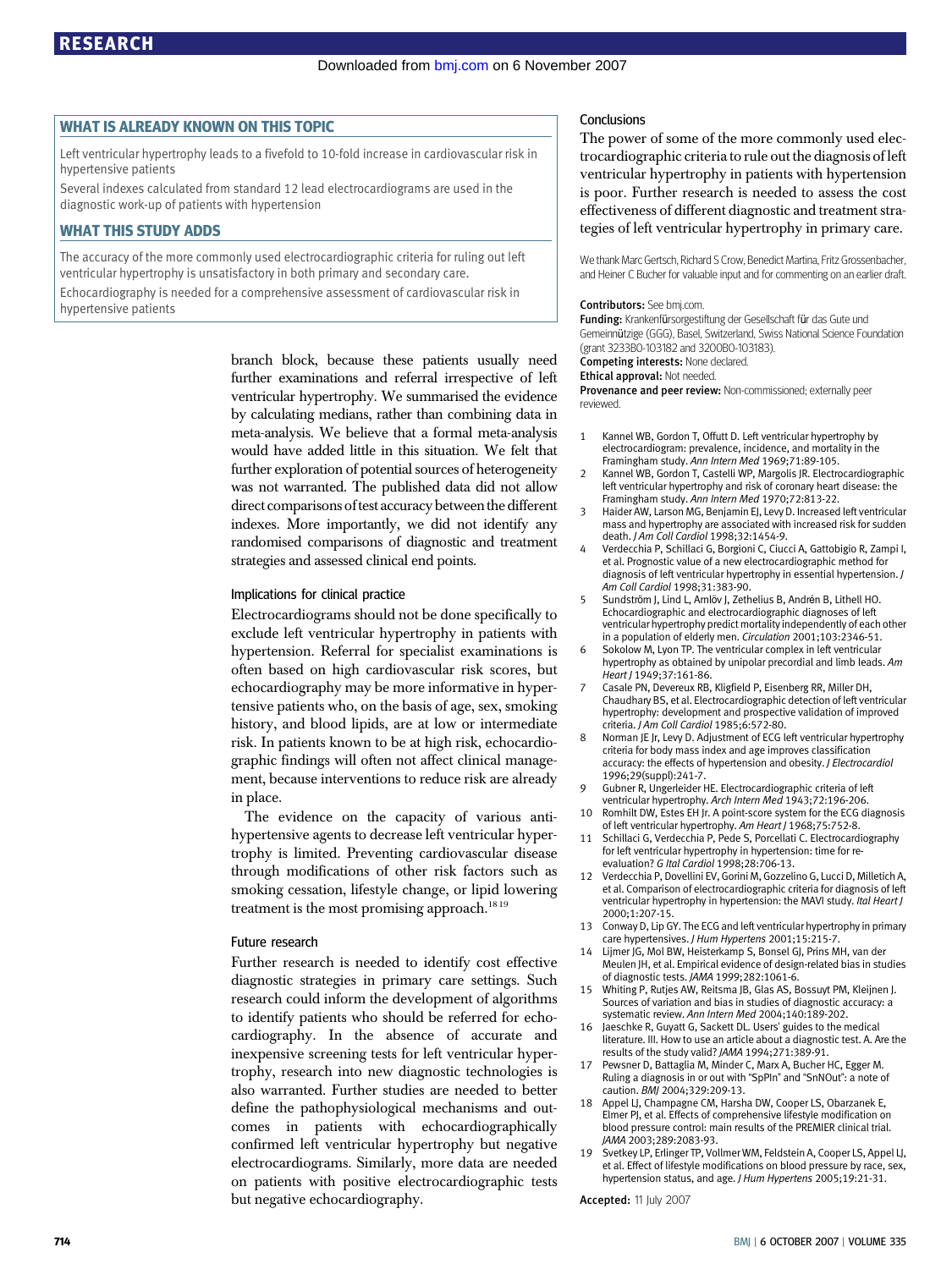## WHAT IS ALREADY KNOWN ON THIS TOPIC

Left ventricular hypertrophy leads to a fivefold to 10-fold increase in cardiovascular risk in hypertensive patients

Several indexes calculated from standard 12 lead electrocardiograms are used in the diagnostic work-up of patients with hypertension

## WHAT THIS STUDY ADDS

The accuracy of the more commonly used electrocardiographic criteria for ruling out left ventricular hypertrophy is unsatisfactory in both primary and secondary care.

Echocardiography is needed for a comprehensive assessment of cardiovascular risk in hypertensive patients

branch block, because these patients usually need further examinations and referral irrespective of left ventricular hypertrophy. We summarised the evidence by calculating medians, rather than combining data in meta-analysis. We believe that a formal meta-analysis would have added little in this situation. We felt that further exploration of potential sources of heterogeneity was not warranted. The published data did not allow direct comparisons of test accuracy between the different indexes. More importantly, we did not identify any randomised comparisons of diagnostic and treatment strategies and assessed clinical end points.

### Implications for clinical practice

Electrocardiograms should not be done specifically to exclude left ventricular hypertrophy in patients with hypertension. Referral for specialist examinations is often based on high cardiovascular risk scores, but echocardiography may be more informative in hypertensive patients who, on the basis of age, sex, smoking history, and blood lipids, are at low or intermediate risk. In patients known to be at high risk, echocardiographic findings will often not affect clinical management, because interventions to reduce risk are already in place.

The evidence on the capacity of various antihypertensive agents to decrease left ventricular hypertrophy is limited. Preventing cardiovascular disease through modifications of other risk factors such as smoking cessation, lifestyle change, or lipid lowering treatment is the most promising approach.[18 19]

### Future research

Further research is needed to identify cost effective diagnostic strategies in primary care settings. Such research could inform the development of algorithms to identify patients who should be referred for echocardiography. In the absence of accurate and inexpensive screening tests for left ventricular hypertrophy, research into new diagnostic technologies is also warranted. Further studies are needed to better define the pathophysiological mechanisms and outcomes in patients with echocardiographically confirmed left ventricular hypertrophy but negative electrocardiograms. Similarly, more data are needed on patients with positive electrocardiographic tests but negative echocardiography.

### Conclusions

The power of some of the more commonly used electrocardiographic criteria to rule out the diagnosis of left ventricular hypertrophy in patients with hypertension is poor. Further research is needed to assess the cost effectiveness of different diagnostic and treatment strategies of left ventricular hypertrophy in primary care.

We thank Marc Gertsch, Richard S Crow, Benedict Martina, Fritz Grossenbacher, and Heiner C Bucher for valuable input and for commenting on an earlier draft.

**Contributors:** See bmj.com.

**Funding:** Krankenfürsorgestiftung der Gesellschaft für das Gute und Gemeinnützige (GGG), Basel, Switzerland, Swiss National Science Foundation (grant 3233B0-103182 and 3200B0-103183).

**Competing interests:** None declared.

**Ethical approval:** Not needed.

**Provenance and peer review:** Non-commissioned; externally peer reviewed.

1. Kannel WB, Gordon T, Offutt D. Left ventricular hypertrophy by electrocardiogram: prevalence, incidence, and mortality in the Framingham study. *Ann Intern Med* 1969;71:89-105.
2. Kannel WB, Gordon T, Castelli WP, Margolis JR. Electrocardiographic left ventricular hypertrophy and risk of coronary heart disease: the Framingham study. *Ann Intern Med* 1970;72:813-22.
3. Haider AW, Larson MG, Benjamin EJ, Levy D. Increased left ventricular mass and hypertrophy are associated with increased risk for sudden death. *J Am Coll Cardiol* 1998;32:1454-9.
4. Verdecchia P, Schillaci G, Borgioni C, Ciucci A, Gattobigio R, Zampi I, et al. Prognostic value of a new electrocardiographic method for diagnosis of left ventricular hypertrophy in essential hypertension. *J Am Coll Cardiol* 1998;31:383-90.
5. Sundström J, Lind L, Arnlöv J, Zethelius B, Andrén B, Lithell HO. Echocardiographic and electrocardiographic diagnoses of left ventricular hypertrophy predict mortality independently of each other in a population of elderly men. *Circulation* 2001;103:2346-51.
6. Sokolow M, Lyon TP. The ventricular complex in left ventricular hypertrophy as obtained by unipolar precordial and limb leads. *Am Heart J* 1949;37:161-86.
7. Casale PN, Devereux RB, Kligfield P, Eisenberg RR, Miller DH, Chaudhary BS, et al. Electrocardiographic detection of left ventricular hypertrophy: development and prospective validation of improved criteria. *J Am Coll Cardiol* 1985;6:572-80.
8. Norman JE Jr, Levy D. Adjustment of ECG left ventricular hypertrophy criteria for body mass index and age improves classification accuracy: the effects of hypertension and obesity. *J Electrocardiol* 1996;29(suppl):241-7.
9. Gubner R, Ungerleider HE. Electrocardiographic criteria of left ventricular hypertrophy. *Arch Intern Med* 1943;72:196-206.
10. Romhilt DW, Estes EH Jr. A point-score system for the ECG diagnosis of left ventricular hypertrophy. *Am Heart J* 1968;75:752-8.
11. Schillaci G, Verdecchia P, Pede S, Porcellati C. Electrocardiography for left ventricular hypertrophy in hypertension: time for re-evaluation? *G Ital Cardiol* 1998;28:706-13.
12. Verdecchia P, Dovellini EV, Gorini M, Gozzelino G, Lucci D, Milletich A, et al. Comparison of electrocardiographic criteria for diagnosis of left ventricular hypertrophy in hypertension: the MAVI study. *Ital Heart J* 2000;1:207-15.
13. Conway D, Lip GY. The ECG and left ventricular hypertrophy in primary care hypertensives. *J Hum Hypertens* 2001;15:215-7.
14. Lijmer JG, Mol BW, Heisterkamp S, Bonsel GJ, Prins MH, van der Meulen JH, et al. Empirical evidence of design-related bias in studies of diagnostic tests. *JAMA* 1999;282:1061-6.
15. Whiting P, Rutjes AW, Reitsma JB, Glas AS, Bossuyt PM, Kleijnen J. Sources of variation and bias in studies of diagnostic accuracy: a systematic review. *Ann Intern Med* 2004;140:189-202.
16. Jaeschke R, Guyatt G, Sackett DL. Users' guides to the medical literature. III. How to use an article about a diagnostic test. A. Are the results of the study valid? *JAMA* 1994;271:389-91.
17. Pewsner D, Battaglia M, Minder C, Marx A, Bucher HC, Egger M. Ruling a diagnosis in or out with "SpPIn" and "SnNOut": a note of caution. *BMJ* 2004;329:209-13.
18. Appel LJ, Champagne CM, Harsha DW, Cooper LS, Obarzanek E, Elmer PJ, et al. Effects of comprehensive lifestyle modification on blood pressure control: main results of the PREMIER clinical trial. *JAMA* 2003;289:2083-93.
19. Svetkey LP, Erlinger TP, Vollmer WM, Feldstein A, Cooper LS, Appel LJ, et al. Effect of lifestyle modifications on blood pressure by race, sex, hypertension status, and age. *J Hum Hypertens* 2005;19:21-31.

**Accepted:** 11 July 2007